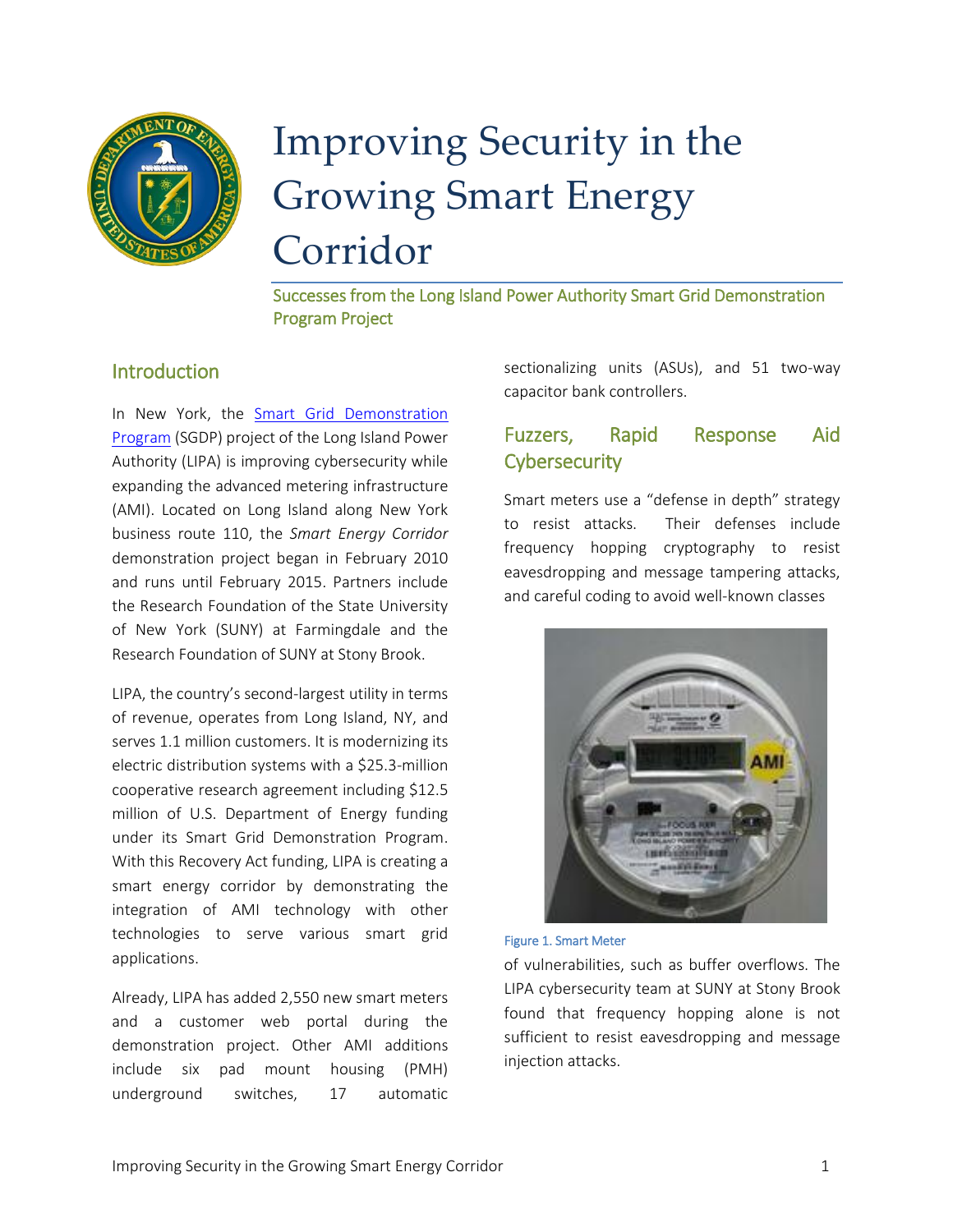# Improving Security in the Growing Smart Energy Corridor

## Successes from the Long Island Power Authority Smart Grid Demonstration Program Project

## Introduction

In New York, the Smart Grid Demonstration Program (SGDP) project of the Long Island Power Authority (LIPA) is improving cybersecurity while expanding the advanced metering infrastructure (AMI). Located on Long Island along New York business route 110, the *Smart Energy Corridor* demonstration project began in February 2010 and runs until February 2015. Partners include the Research Foundation of the State University of New York (SUNY) at Farmingdale and the Research Foundation of SUNY at Stony Brook.

LIPA, the country's second-largest utility in terms of revenue, operates from Long Island, NY, and serves 1.1 million customers. It is modernizing its electric distribution systems with a $25.3-million cooperative research agreement including $12.5 million of U.S. Department of Energy funding under its Smart Grid Demonstration Program. With this Recovery Act funding, LIPA is creating a smart energy corridor by demonstrating the integration of AMI technology with other technologies to serve various smart grid applications.

Already, LIPA has added 2,550 new smart meters and a customer web portal during the demonstration project. Other AMI additions include six pad mount housing (PMH) underground switches, 17 automatic sectionalizing units (ASUs), and 51 two-way capacitor bank controllers.

## Fuzzers, Rapid Response Aid Cybersecurity

Smart meters use a "defense in depth" strategy to resist attacks. Their defenses include frequency hopping cryptography to resist eavesdropping and message tampering attacks, and careful coding to avoid well-known classes of vulnerabilities, such as buffer overflows. The LIPA cybersecurity team at SUNY at Stony Brook found that frequency hopping alone is not sufficient to resist eavesdropping and message injection attacks.

Figure 1. Smart Meter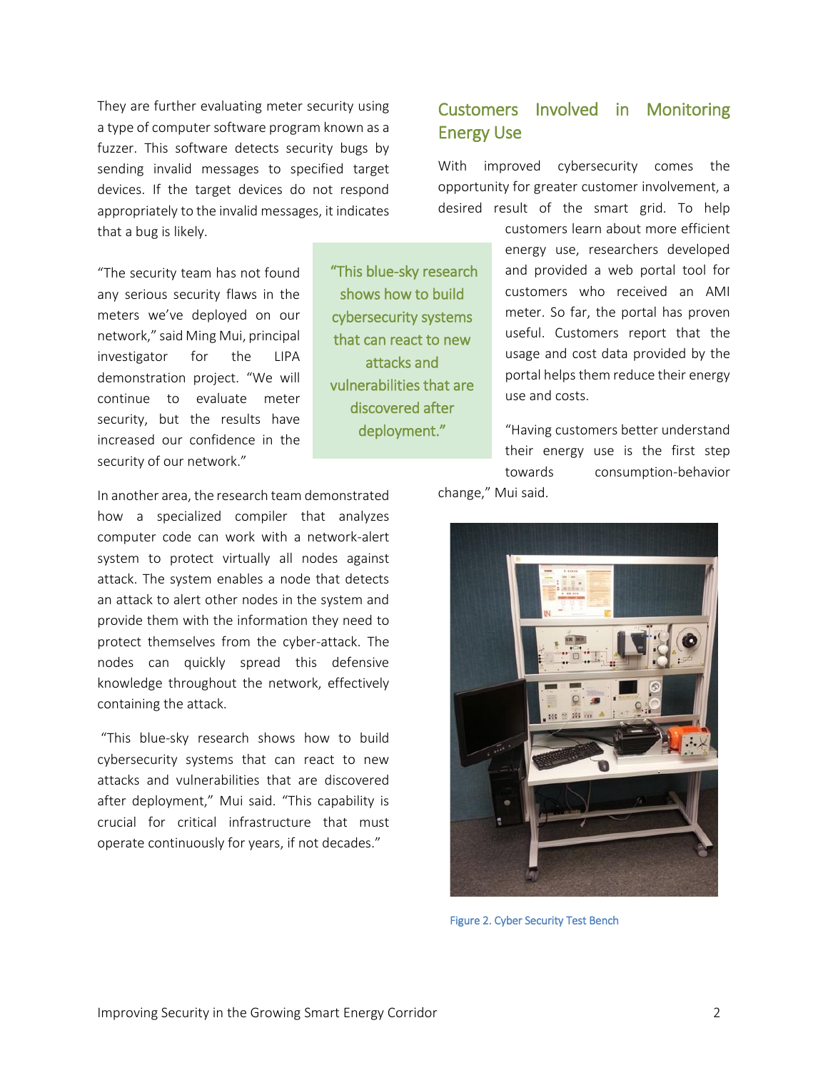They are further evaluating meter security using a type of computer software program known as a fuzzer. This software detects security bugs by sending invalid messages to specified target devices. If the target devices do not respond appropriately to the invalid messages, it indicates that a bug is likely.

"The security team has not found any serious security flaws in the meters we've deployed on our network," said Ming Mui, principal investigator for the LIPA demonstration project. "We will continue to evaluate meter security, but the results have increased our confidence in the security of our network."

> "This blue-sky research shows how to build cybersecurity systems that can react to new attacks and vulnerabilities that are discovered after deployment."

In another area, the research team demonstrated how a specialized compiler that analyzes computer code can work with a network-alert system to protect virtually all nodes against attack. The system enables a node that detects an attack to alert other nodes in the system and provide them with the information they need to protect themselves from the cyber-attack. The nodes can quickly spread this defensive knowledge throughout the network, effectively containing the attack.

"This blue-sky research shows how to build cybersecurity systems that can react to new attacks and vulnerabilities that are discovered after deployment," Mui said. "This capability is crucial for critical infrastructure that must operate continuously for years, if not decades."

## Customers Involved in Monitoring Energy Use

With improved cybersecurity comes the opportunity for greater customer involvement, a desired result of the smart grid. To help customers learn about more efficient energy use, researchers developed and provided a web portal tool for customers who received an AMI meter. So far, the portal has proven useful. Customers report that the usage and cost data provided by the portal helps them reduce their energy use and costs.

"Having customers better understand their energy use is the first step towards consumption-behavior change," Mui said.

Figure 2. Cyber Security Test Bench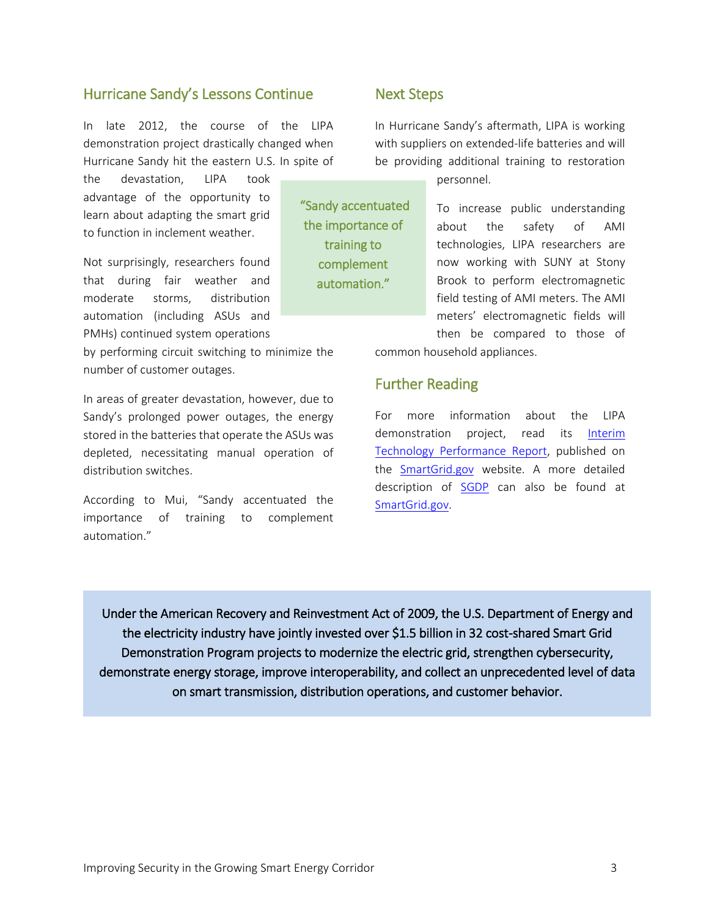## Hurricane Sandy's Lessons Continue

In late 2012, the course of the LIPA demonstration project drastically changed when Hurricane Sandy hit the eastern U.S. In spite of the devastation, LIPA took advantage of the opportunity to learn about adapting the smart grid to function in inclement weather.

Not surprisingly, researchers found that during fair weather and moderate storms, distribution automation (including ASUs and PMHs) continued system operations by performing circuit switching to minimize the number of customer outages.

In areas of greater devastation, however, due to Sandy's prolonged power outages, the energy stored in the batteries that operate the ASUs was depleted, necessitating manual operation of distribution switches.

According to Mui, "Sandy accentuated the importance of training to complement automation."

> "Sandy accentuated the importance of training to complement automation."

## Next Steps

In Hurricane Sandy's aftermath, LIPA is working with suppliers on extended-life batteries and will be providing additional training to restoration personnel.

To increase public understanding about the safety of AMI technologies, LIPA researchers are now working with SUNY at Stony Brook to perform electromagnetic field testing of AMI meters. The AMI meters' electromagnetic fields will then be compared to those of common household appliances.

## Further Reading

For more information about the LIPA demonstration project, read its Interim Technology Performance Report, published on the SmartGrid.gov website. A more detailed description of SGDP can also be found at SmartGrid.gov.

**Under the American Recovery and Reinvestment Act of 2009, the U.S. Department of Energy and the electricity industry have jointly invested over $1.5 billion in 32 cost-shared Smart Grid Demonstration Program projects to modernize the electric grid, strengthen cybersecurity, demonstrate energy storage, improve interoperability, and collect an unprecedented level of data on smart transmission, distribution operations, and customer behavior.**